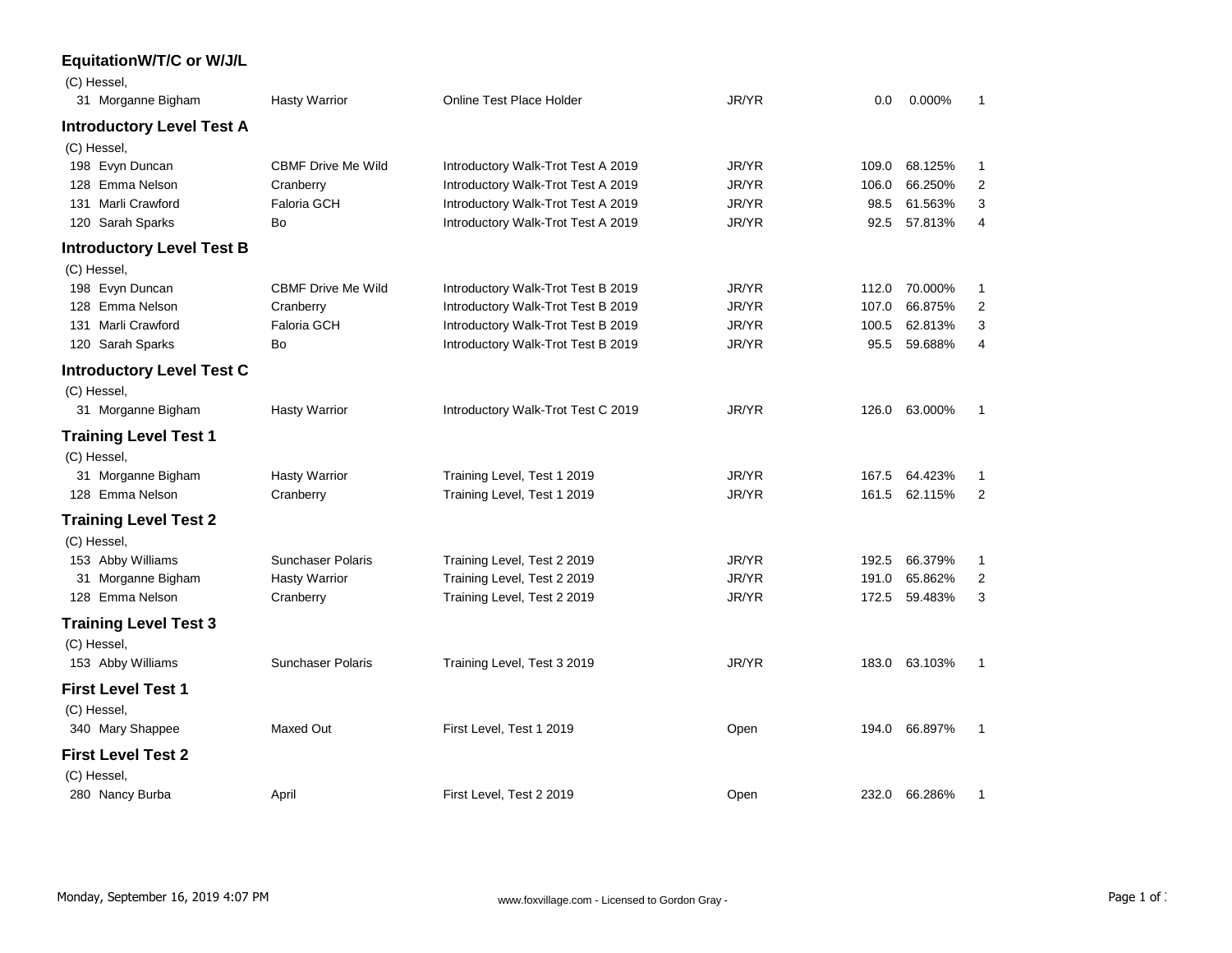## EquitationW/T/C or W/J/L

(C) Hessel,

| # | Rider | Horse | Test | Division | Score | Percent | Place |
|---|---|---|---|---|---|---|---|
| 31 | Morganne Bigham | Hasty Warrior | Online Test Place Holder | JR/YR | 0.0 | 0.000% | 1 |

## Introductory Level Test A

(C) Hessel,

| # | Rider | Horse | Test | Division | Score | Percent | Place |
|---|---|---|---|---|---|---|---|
| 198 | Evyn Duncan | CBMF Drive Me Wild | Introductory Walk-Trot Test A 2019 | JR/YR | 109.0 | 68.125% | 1 |
| 128 | Emma Nelson | Cranberry | Introductory Walk-Trot Test A 2019 | JR/YR | 106.0 | 66.250% | 2 |
| 131 | Marli Crawford | Faloria GCH | Introductory Walk-Trot Test A 2019 | JR/YR | 98.5 | 61.563% | 3 |
| 120 | Sarah Sparks | Bo | Introductory Walk-Trot Test A 2019 | JR/YR | 92.5 | 57.813% | 4 |

## Introductory Level Test B

(C) Hessel,

| # | Rider | Horse | Test | Division | Score | Percent | Place |
|---|---|---|---|---|---|---|---|
| 198 | Evyn Duncan | CBMF Drive Me Wild | Introductory Walk-Trot Test B 2019 | JR/YR | 112.0 | 70.000% | 1 |
| 128 | Emma Nelson | Cranberry | Introductory Walk-Trot Test B 2019 | JR/YR | 107.0 | 66.875% | 2 |
| 131 | Marli Crawford | Faloria GCH | Introductory Walk-Trot Test B 2019 | JR/YR | 100.5 | 62.813% | 3 |
| 120 | Sarah Sparks | Bo | Introductory Walk-Trot Test B 2019 | JR/YR | 95.5 | 59.688% | 4 |

## Introductory Level Test C

(C) Hessel,

| # | Rider | Horse | Test | Division | Score | Percent | Place |
|---|---|---|---|---|---|---|---|
| 31 | Morganne Bigham | Hasty Warrior | Introductory Walk-Trot Test C 2019 | JR/YR | 126.0 | 63.000% | 1 |

## Training Level Test 1

(C) Hessel,

| # | Rider | Horse | Test | Division | Score | Percent | Place |
|---|---|---|---|---|---|---|---|
| 31 | Morganne Bigham | Hasty Warrior | Training Level, Test 1 2019 | JR/YR | 167.5 | 64.423% | 1 |
| 128 | Emma Nelson | Cranberry | Training Level, Test 1 2019 | JR/YR | 161.5 | 62.115% | 2 |

## Training Level Test 2

(C) Hessel,

| # | Rider | Horse | Test | Division | Score | Percent | Place |
|---|---|---|---|---|---|---|---|
| 153 | Abby Williams | Sunchaser Polaris | Training Level, Test 2 2019 | JR/YR | 192.5 | 66.379% | 1 |
| 31 | Morganne Bigham | Hasty Warrior | Training Level, Test 2 2019 | JR/YR | 191.0 | 65.862% | 2 |
| 128 | Emma Nelson | Cranberry | Training Level, Test 2 2019 | JR/YR | 172.5 | 59.483% | 3 |

## Training Level Test 3

(C) Hessel,

| # | Rider | Horse | Test | Division | Score | Percent | Place |
|---|---|---|---|---|---|---|---|
| 153 | Abby Williams | Sunchaser Polaris | Training Level, Test 3 2019 | JR/YR | 183.0 | 63.103% | 1 |

## First Level Test 1

(C) Hessel,

| # | Rider | Horse | Test | Division | Score | Percent | Place |
|---|---|---|---|---|---|---|---|
| 340 | Mary Shappee | Maxed Out | First Level, Test 1 2019 | Open | 194.0 | 66.897% | 1 |

## First Level Test 2

(C) Hessel,

| # | Rider | Horse | Test | Division | Score | Percent | Place |
|---|---|---|---|---|---|---|---|
| 280 | Nancy Burba | April | First Level, Test 2 2019 | Open | 232.0 | 66.286% | 1 |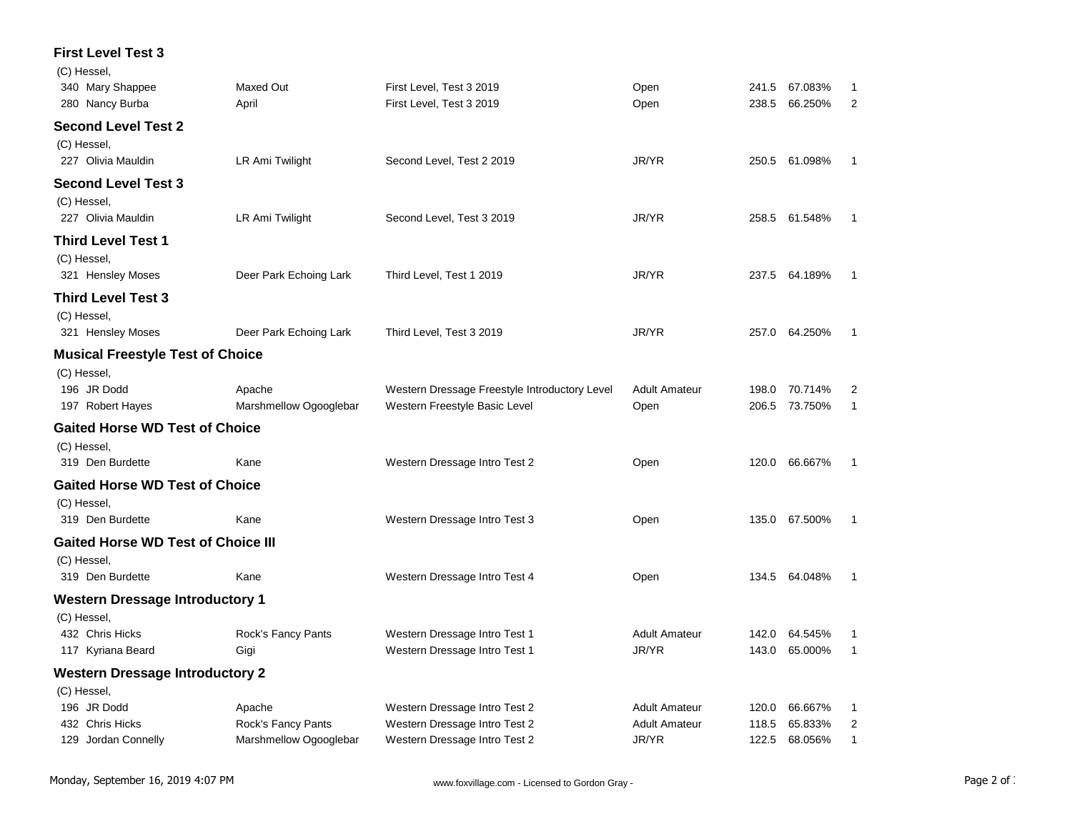## First Level Test 3

(C) Hessel,

| No. | Rider | Horse | Test | Division | Score | Percent | Place |
|---|---|---|---|---|---|---|---|
| 340 | Mary Shappee | Maxed Out | First Level, Test 3 2019 | Open | 241.5 | 67.083% | 1 |
| 280 | Nancy Burba | April | First Level, Test 3 2019 | Open | 238.5 | 66.250% | 2 |

## Second Level Test 2

(C) Hessel,

| No. | Rider | Horse | Test | Division | Score | Percent | Place |
|---|---|---|---|---|---|---|---|
| 227 | Olivia Mauldin | LR Ami Twilight | Second Level, Test 2 2019 | JR/YR | 250.5 | 61.098% | 1 |

## Second Level Test 3

(C) Hessel,

| No. | Rider | Horse | Test | Division | Score | Percent | Place |
|---|---|---|---|---|---|---|---|
| 227 | Olivia Mauldin | LR Ami Twilight | Second Level, Test 3 2019 | JR/YR | 258.5 | 61.548% | 1 |

## Third Level Test 1

(C) Hessel,

| No. | Rider | Horse | Test | Division | Score | Percent | Place |
|---|---|---|---|---|---|---|---|
| 321 | Hensley Moses | Deer Park Echoing Lark | Third Level, Test 1 2019 | JR/YR | 237.5 | 64.189% | 1 |

## Third Level Test 3

(C) Hessel,

| No. | Rider | Horse | Test | Division | Score | Percent | Place |
|---|---|---|---|---|---|---|---|
| 321 | Hensley Moses | Deer Park Echoing Lark | Third Level, Test 3 2019 | JR/YR | 257.0 | 64.250% | 1 |

## Musical Freestyle Test of Choice

(C) Hessel,

| No. | Rider | Horse | Test | Division | Score | Percent | Place |
|---|---|---|---|---|---|---|---|
| 196 | JR Dodd | Apache | Western Dressage Freestyle Introductory Level | Adult Amateur | 198.0 | 70.714% | 2 |
| 197 | Robert Hayes | Marshmellow Ogooglebar | Western Freestyle Basic Level | Open | 206.5 | 73.750% | 1 |

## Gaited Horse WD Test of Choice

(C) Hessel,

| No. | Rider | Horse | Test | Division | Score | Percent | Place |
|---|---|---|---|---|---|---|---|
| 319 | Den Burdette | Kane | Western Dressage Intro Test 2 | Open | 120.0 | 66.667% | 1 |

## Gaited Horse WD Test of Choice

(C) Hessel,

| No. | Rider | Horse | Test | Division | Score | Percent | Place |
|---|---|---|---|---|---|---|---|
| 319 | Den Burdette | Kane | Western Dressage Intro Test 3 | Open | 135.0 | 67.500% | 1 |

## Gaited Horse WD Test of Choice III

(C) Hessel,

| No. | Rider | Horse | Test | Division | Score | Percent | Place |
|---|---|---|---|---|---|---|---|
| 319 | Den Burdette | Kane | Western Dressage Intro Test 4 | Open | 134.5 | 64.048% | 1 |

## Western Dressage Introductory 1

(C) Hessel,

| No. | Rider | Horse | Test | Division | Score | Percent | Place |
|---|---|---|---|---|---|---|---|
| 432 | Chris Hicks | Rock's Fancy Pants | Western Dressage Intro Test 1 | Adult Amateur | 142.0 | 64.545% | 1 |
| 117 | Kyriana Beard | Gigi | Western Dressage Intro Test 1 | JR/YR | 143.0 | 65.000% | 1 |

## Western Dressage Introductory 2

(C) Hessel,

| No. | Rider | Horse | Test | Division | Score | Percent | Place |
|---|---|---|---|---|---|---|---|
| 196 | JR Dodd | Apache | Western Dressage Intro Test 2 | Adult Amateur | 120.0 | 66.667% | 1 |
| 432 | Chris Hicks | Rock's Fancy Pants | Western Dressage Intro Test 2 | Adult Amateur | 118.5 | 65.833% | 2 |
| 129 | Jordan Connelly | Marshmellow Ogooglebar | Western Dressage Intro Test 2 | JR/YR | 122.5 | 68.056% | 1 |

Monday, September 16, 2019 4:07 PM — www.foxvillage.com - Licensed to Gordon Gray -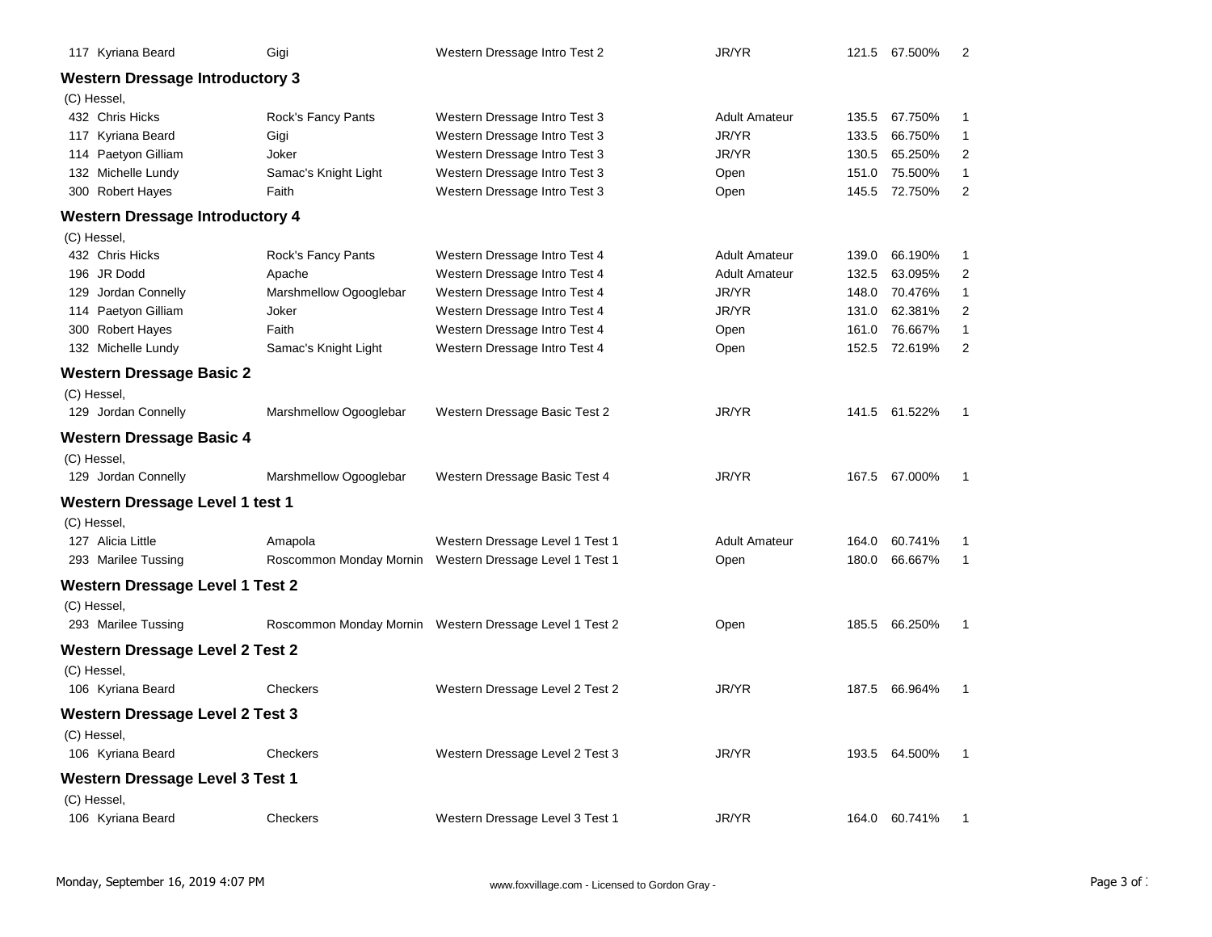| | | | | | | |
|---|---|---|---|---|---|---|
| 117 Kyriana Beard | Gigi | Western Dressage Intro Test 2 | JR/YR | 121.5 | 67.500% | 2 |

## Western Dressage Introductory 3

(C) Hessel,

| | | | | | | |
|---|---|---|---|---|---|---|
| 432 Chris Hicks | Rock's Fancy Pants | Western Dressage Intro Test 3 | Adult Amateur | 135.5 | 67.750% | 1 |
| 117 Kyriana Beard | Gigi | Western Dressage Intro Test 3 | JR/YR | 133.5 | 66.750% | 1 |
| 114 Paetyon Gilliam | Joker | Western Dressage Intro Test 3 | JR/YR | 130.5 | 65.250% | 2 |
| 132 Michelle Lundy | Samac's Knight Light | Western Dressage Intro Test 3 | Open | 151.0 | 75.500% | 1 |
| 300 Robert Hayes | Faith | Western Dressage Intro Test 3 | Open | 145.5 | 72.750% | 2 |

## Western Dressage Introductory 4

(C) Hessel,

| | | | | | | |
|---|---|---|---|---|---|---|
| 432 Chris Hicks | Rock's Fancy Pants | Western Dressage Intro Test 4 | Adult Amateur | 139.0 | 66.190% | 1 |
| 196 JR Dodd | Apache | Western Dressage Intro Test 4 | Adult Amateur | 132.5 | 63.095% | 2 |
| 129 Jordan Connelly | Marshmellow Ogooglebar | Western Dressage Intro Test 4 | JR/YR | 148.0 | 70.476% | 1 |
| 114 Paetyon Gilliam | Joker | Western Dressage Intro Test 4 | JR/YR | 131.0 | 62.381% | 2 |
| 300 Robert Hayes | Faith | Western Dressage Intro Test 4 | Open | 161.0 | 76.667% | 1 |
| 132 Michelle Lundy | Samac's Knight Light | Western Dressage Intro Test 4 | Open | 152.5 | 72.619% | 2 |

## Western Dressage Basic 2

(C) Hessel,

| | | | | | | |
|---|---|---|---|---|---|---|
| 129 Jordan Connelly | Marshmellow Ogooglebar | Western Dressage Basic Test 2 | JR/YR | 141.5 | 61.522% | 1 |

## Western Dressage Basic 4

(C) Hessel,

| | | | | | | |
|---|---|---|---|---|---|---|
| 129 Jordan Connelly | Marshmellow Ogooglebar | Western Dressage Basic Test 4 | JR/YR | 167.5 | 67.000% | 1 |

## Western Dressage Level 1 test 1

(C) Hessel,

| | | | | | | |
|---|---|---|---|---|---|---|
| 127 Alicia Little | Amapola | Western Dressage Level 1 Test 1 | Adult Amateur | 164.0 | 60.741% | 1 |
| 293 Marilee Tussing | Roscommon Monday Mornin | Western Dressage Level 1 Test 1 | Open | 180.0 | 66.667% | 1 |

## Western Dressage Level 1 Test 2

(C) Hessel,

| | | | | | | |
|---|---|---|---|---|---|---|
| 293 Marilee Tussing | Roscommon Monday Mornin | Western Dressage Level 1 Test 2 | Open | 185.5 | 66.250% | 1 |

## Western Dressage Level 2 Test 2

(C) Hessel,

| | | | | | | |
|---|---|---|---|---|---|---|
| 106 Kyriana Beard | Checkers | Western Dressage Level 2 Test 2 | JR/YR | 187.5 | 66.964% | 1 |

## Western Dressage Level 2 Test 3

(C) Hessel,

| | | | | | | |
|---|---|---|---|---|---|---|
| 106 Kyriana Beard | Checkers | Western Dressage Level 2 Test 3 | JR/YR | 193.5 | 64.500% | 1 |

## Western Dressage Level 3 Test 1

(C) Hessel,

| | | | | | | |
|---|---|---|---|---|---|---|
| 106 Kyriana Beard | Checkers | Western Dressage Level 3 Test 1 | JR/YR | 164.0 | 60.741% | 1 |